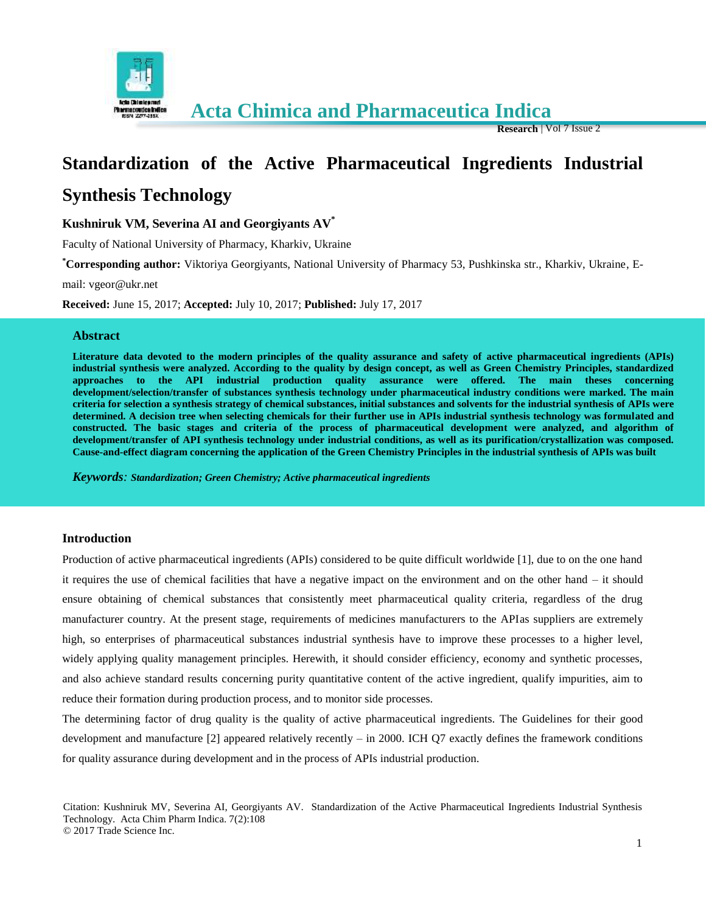# Standardization of the Active Pharmaceutical Ingredients Industrial Synthesis Technology

**Kushniruk VM, Severina AI and Georgiyants AV***

Faculty of National University of Pharmacy, Kharkiv, Ukraine

***Corresponding author:** Viktoriya Georgiyants, National University of Pharmacy 53, Pushkinska str., Kharkiv, Ukraine, E-mail: vgeor@ukr.net

**Received:** June 15, 2017; **Accepted:** July 10, 2017; **Published:** July 17, 2017

## Abstract

**Literature data devoted to the modern principles of the quality assurance and safety of active pharmaceutical ingredients (APIs) industrial synthesis were analyzed. According to the quality by design concept, as well as Green Chemistry Principles, standardized approaches to the API industrial production quality assurance were offered. The main theses concerning development/selection/transfer of substances synthesis technology under pharmaceutical industry conditions were marked. The main criteria for selection a synthesis strategy of chemical substances, initial substances and solvents for the industrial synthesis of APIs were determined. A decision tree when selecting chemicals for their further use in APIs industrial synthesis technology was formulated and constructed. The basic stages and criteria of the process of pharmaceutical development were analyzed, and algorithm of development/transfer of API synthesis technology under industrial conditions, as well as its purification/crystallization was composed. Cause-and-effect diagram concerning the application of the Green Chemistry Principles in the industrial synthesis of APIs was built**

***Keywords**: Standardization; Green Chemistry; Active pharmaceutical ingredients*

## Introduction

Production of active pharmaceutical ingredients (APIs) considered to be quite difficult worldwide [1], due to on the one hand it requires the use of chemical facilities that have a negative impact on the environment and on the other hand – it should ensure obtaining of chemical substances that consistently meet pharmaceutical quality criteria, regardless of the drug manufacturer country. At the present stage, requirements of medicines manufacturers to the APIas suppliers are extremely high, so enterprises of pharmaceutical substances industrial synthesis have to improve these processes to a higher level, widely applying quality management principles. Herewith, it should consider efficiency, economy and synthetic processes, and also achieve standard results concerning purity quantitative content of the active ingredient, qualify impurities, aim to reduce their formation during production process, and to monitor side processes.

The determining factor of drug quality is the quality of active pharmaceutical ingredients. The Guidelines for their good development and manufacture [2] appeared relatively recently – in 2000. ICH Q7 exactly defines the framework conditions for quality assurance during development and in the process of APIs industrial production.

Citation: Kushniruk MV, Severina AI, Georgiyants AV. Standardization of the Active Pharmaceutical Ingredients Industrial Synthesis Technology. Acta Chim Pharm Indica. 7(2):108
© 2017 Trade Science Inc.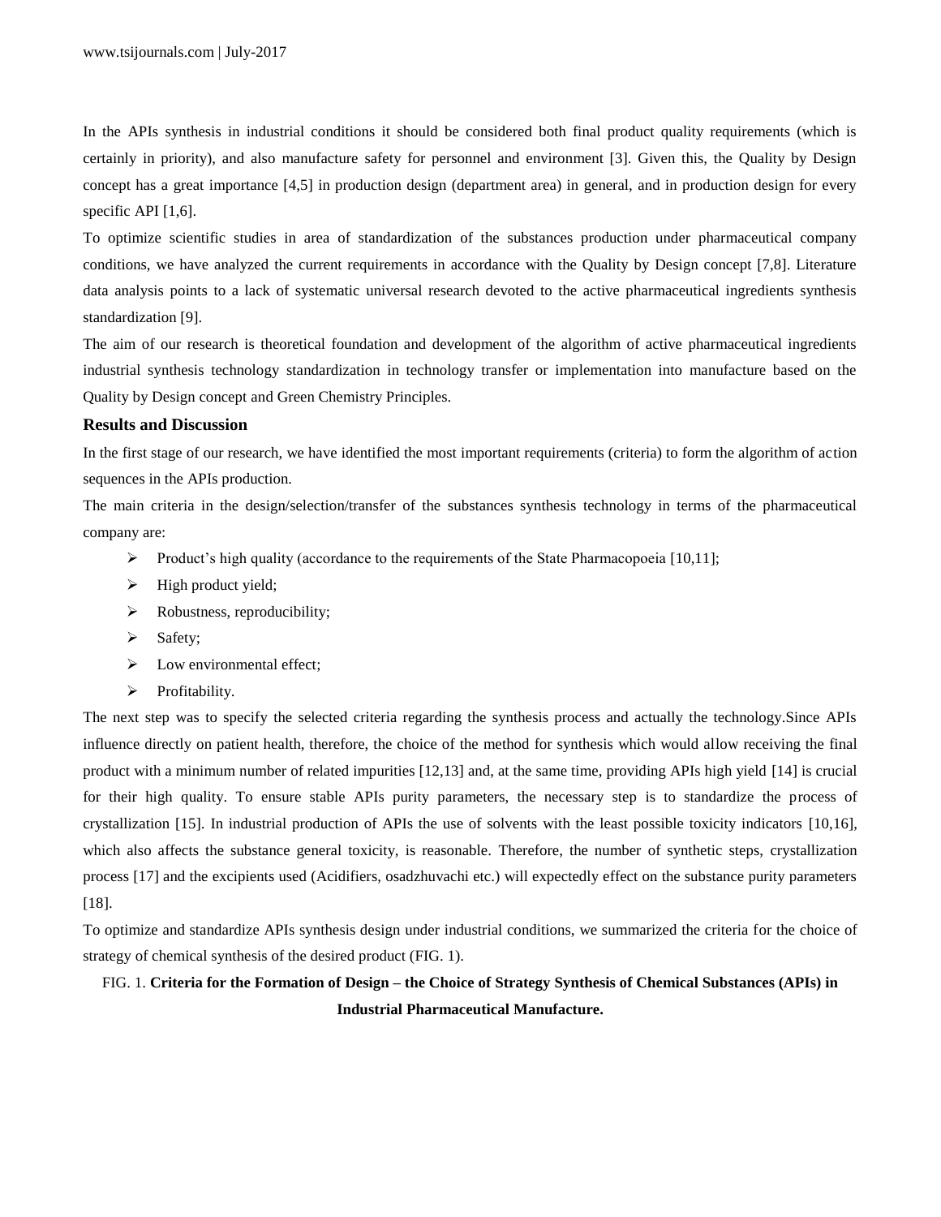In the APIs synthesis in industrial conditions it should be considered both final product quality requirements (which is certainly in priority), and also manufacture safety for personnel and environment [3]. Given this, the Quality by Design concept has a great importance [4,5] in production design (department area) in general, and in production design for every specific API [1,6].

To optimize scientific studies in area of standardization of the substances production under pharmaceutical company conditions, we have analyzed the current requirements in accordance with the Quality by Design concept [7,8]. Literature data analysis points to a lack of systematic universal research devoted to the active pharmaceutical ingredients synthesis standardization [9].

The aim of our research is theoretical foundation and development of the algorithm of active pharmaceutical ingredients industrial synthesis technology standardization in technology transfer or implementation into manufacture based on the Quality by Design concept and Green Chemistry Principles.

## Results and Discussion

In the first stage of our research, we have identified the most important requirements (criteria) to form the algorithm of action sequences in the APIs production.

The main criteria in the design/selection/transfer of the substances synthesis technology in terms of the pharmaceutical company are:

- Product's high quality (accordance to the requirements of the State Pharmacopoeia [10,11];
- High product yield;
- Robustness, reproducibility;
- Safety;
- Low environmental effect;
- Profitability.

The next step was to specify the selected criteria regarding the synthesis process and actually the technology.Since APIs influence directly on patient health, therefore, the choice of the method for synthesis which would allow receiving the final product with a minimum number of related impurities [12,13] and, at the same time, providing APIs high yield [14] is crucial for their high quality. To ensure stable APIs purity parameters, the necessary step is to standardize the process of crystallization [15]. In industrial production of APIs the use of solvents with the least possible toxicity indicators [10,16], which also affects the substance general toxicity, is reasonable. Therefore, the number of synthetic steps, crystallization process [17] and the excipients used (Acidifiers, osadzhuvachi etc.) will expectedly effect on the substance purity parameters [18].

To optimize and standardize APIs synthesis design under industrial conditions, we summarized the criteria for the choice of strategy of chemical synthesis of the desired product (FIG. 1).

FIG. 1. **Criteria for the Formation of Design – the Choice of Strategy Synthesis of Chemical Substances (APIs) in Industrial Pharmaceutical Manufacture.**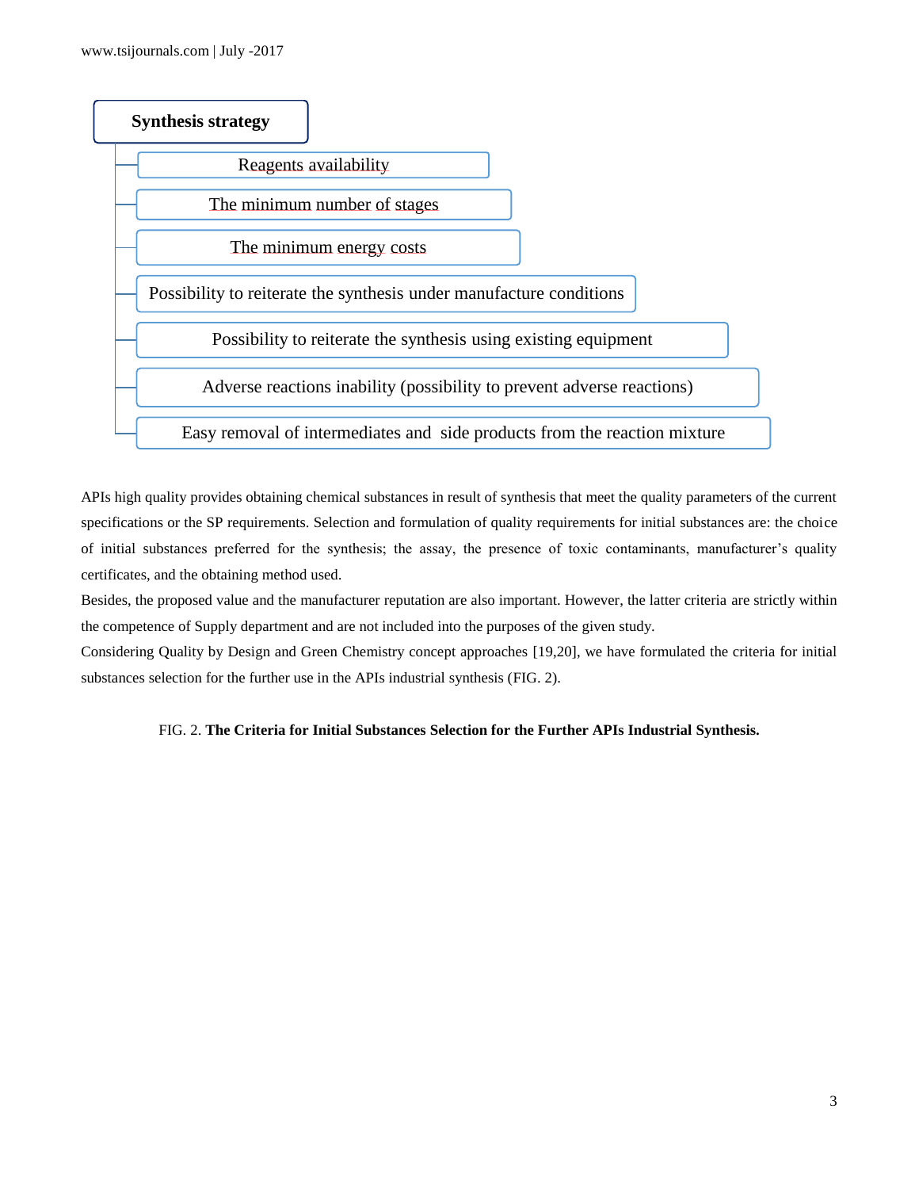**Synthesis strategy**

- Reagents availability
- The minimum number of stages
- The minimum energy costs
- Possibility to reiterate the synthesis under manufacture conditions
- Possibility to reiterate the synthesis using existing equipment
- Adverse reactions inability (possibility to prevent adverse reactions)
- Easy removal of intermediates and side products from the reaction mixture

APIs high quality provides obtaining chemical substances in result of synthesis that meet the quality parameters of the current specifications or the SP requirements. Selection and formulation of quality requirements for initial substances are: the choice of initial substances preferred for the synthesis; the assay, the presence of toxic contaminants, manufacturer's quality certificates, and the obtaining method used.

Besides, the proposed value and the manufacturer reputation are also important. However, the latter criteria are strictly within the competence of Supply department and are not included into the purposes of the given study.

Considering Quality by Design and Green Chemistry concept approaches [19,20], we have formulated the criteria for initial substances selection for the further use in the APIs industrial synthesis (FIG. 2).

FIG. 2. **The Criteria for Initial Substances Selection for the Further APIs Industrial Synthesis.**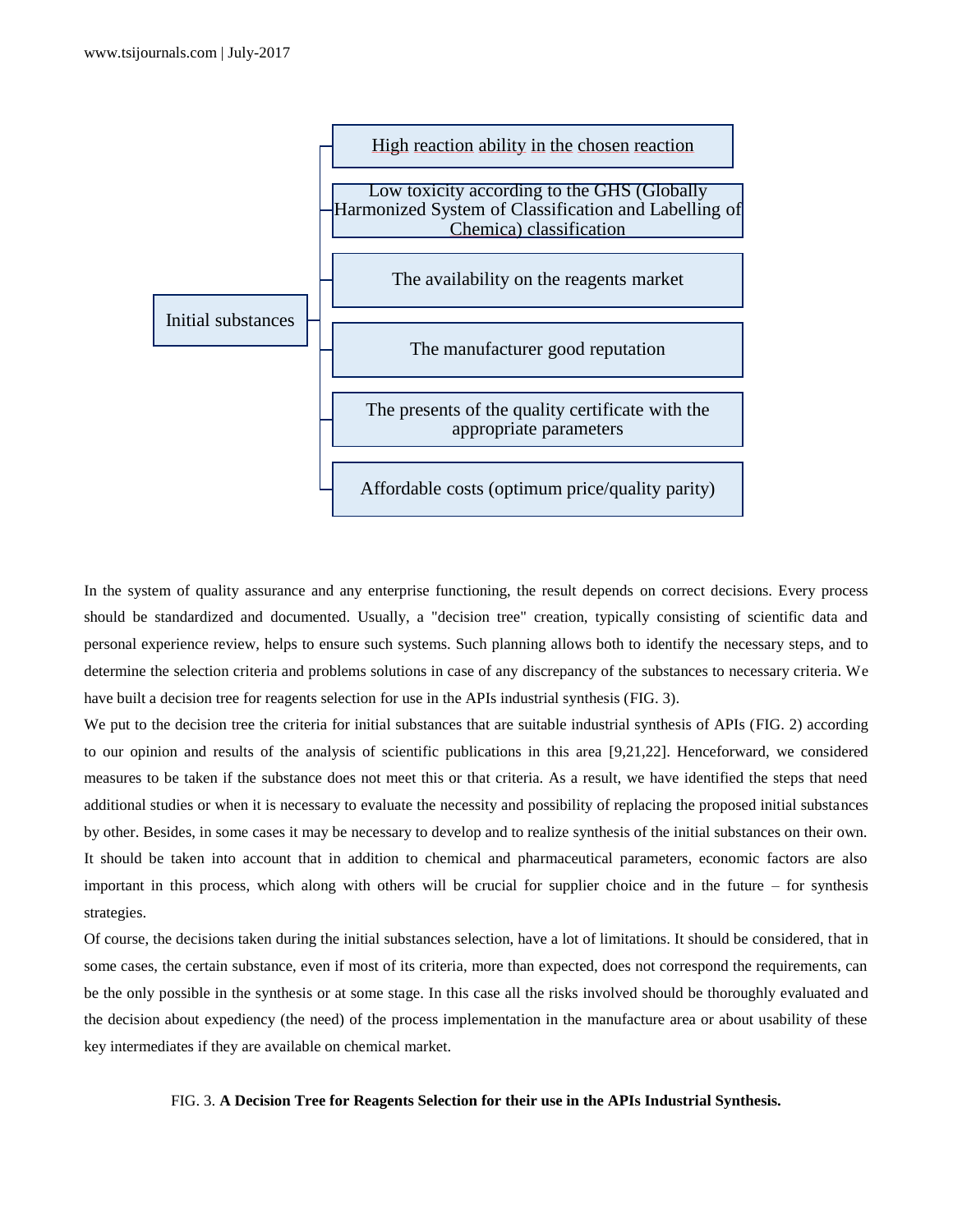Initial substances

- High reaction ability in the chosen reaction
- Low toxicity according to the GHS (Globally Harmonized System of Classification and Labelling of Chemica) classification
- The availability on the reagents market
- The manufacturer good reputation
- The presents of the quality certificate with the appropriate parameters
- Affordable costs (optimum price/quality parity)

In the system of quality assurance and any enterprise functioning, the result depends on correct decisions. Every process should be standardized and documented. Usually, a "decision tree" creation, typically consisting of scientific data and personal experience review, helps to ensure such systems. Such planning allows both to identify the necessary steps, and to determine the selection criteria and problems solutions in case of any discrepancy of the substances to necessary criteria. We have built a decision tree for reagents selection for use in the APIs industrial synthesis (FIG. 3).

We put to the decision tree the criteria for initial substances that are suitable industrial synthesis of APIs (FIG. 2) according to our opinion and results of the analysis of scientific publications in this area [9,21,22]. Henceforward, we considered measures to be taken if the substance does not meet this or that criteria. As a result, we have identified the steps that need additional studies or when it is necessary to evaluate the necessity and possibility of replacing the proposed initial substances by other. Besides, in some cases it may be necessary to develop and to realize synthesis of the initial substances on their own. It should be taken into account that in addition to chemical and pharmaceutical parameters, economic factors are also important in this process, which along with others will be crucial for supplier choice and in the future – for synthesis strategies.

Of course, the decisions taken during the initial substances selection, have a lot of limitations. It should be considered, that in some cases, the certain substance, even if most of its criteria, more than expected, does not correspond the requirements, can be the only possible in the synthesis or at some stage. In this case all the risks involved should be thoroughly evaluated and the decision about expediency (the need) of the process implementation in the manufacture area or about usability of these key intermediates if they are available on chemical market.

FIG. 3. **A Decision Tree for Reagents Selection for their use in the APIs Industrial Synthesis.**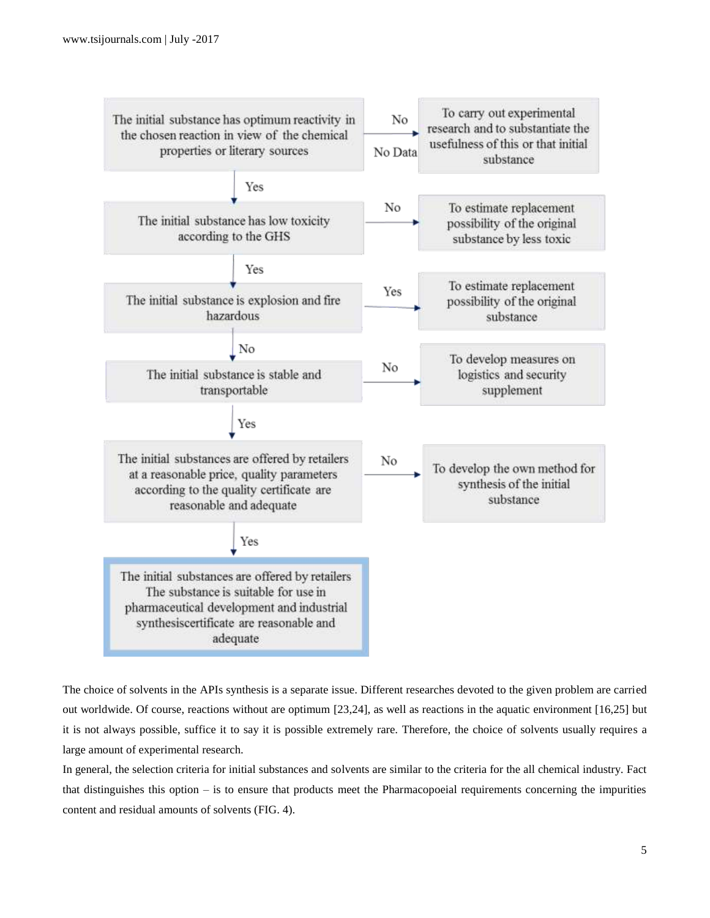The initial substance has optimum reactivity in the chosen reaction in view of the chemical properties or literary sources

No / No Data → To carry out experimental research and to substantiate the usefulness of this or that initial substance

Yes

The initial substance has low toxicity according to the GHS

No → To estimate replacement possibility of the original substance by less toxic

Yes

The initial substance is explosion and fire hazardous

Yes → To estimate replacement possibility of the original substance

No

The initial substance is stable and transportable

No → To develop measures on logistics and security supplement

Yes

The initial substances are offered by retailers at a reasonable price, quality parameters according to the quality certificate are reasonable and adequate

No → To develop the own method for synthesis of the initial substance

Yes

The initial substances are offered by retailers The substance is suitable for use in pharmaceutical development and industrial synthesiscertificate are reasonable and adequate

The choice of solvents in the APIs synthesis is a separate issue. Different researches devoted to the given problem are carried out worldwide. Of course, reactions without are optimum [23,24], as well as reactions in the aquatic environment [16,25] but it is not always possible, suffice it to say it is possible extremely rare. Therefore, the choice of solvents usually requires a large amount of experimental research.

In general, the selection criteria for initial substances and solvents are similar to the criteria for the all chemical industry. Fact that distinguishes this option – is to ensure that products meet the Pharmacopoeial requirements concerning the impurities content and residual amounts of solvents (FIG. 4).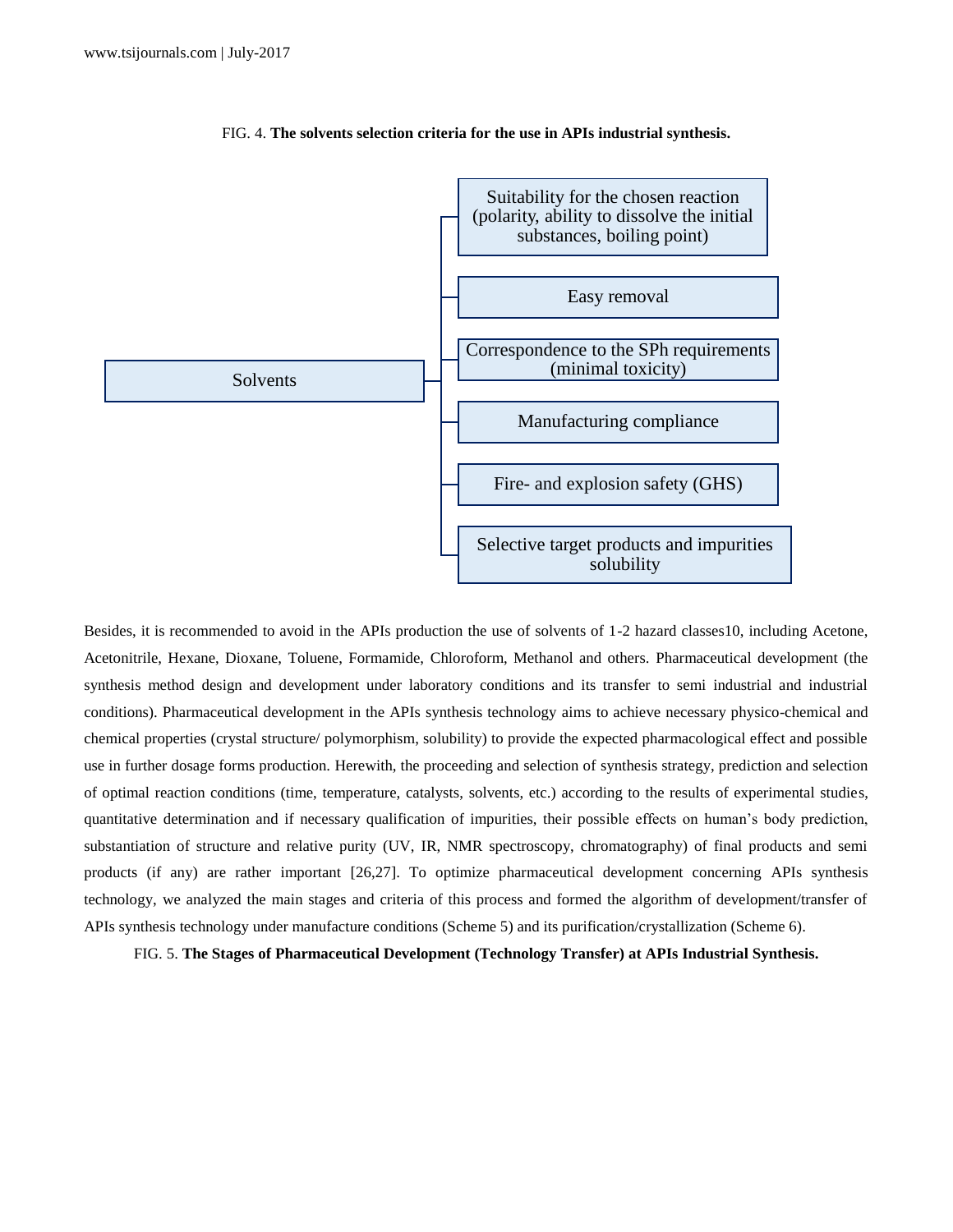FIG. 4. **The solvents selection criteria for the use in APIs industrial synthesis.**

- Solvents
  - Suitability for the chosen reaction (polarity, ability to dissolve the initial substances, boiling point)
  - Easy removal
  - Correspondence to the SPh requirements (minimal toxicity)
  - Manufacturing compliance
  - Fire- and explosion safety (GHS)
  - Selective target products and impurities solubility

Besides, it is recommended to avoid in the APIs production the use of solvents of 1-2 hazard classes10, including Acetone, Acetonitrile, Hexane, Dioxane, Toluene, Formamide, Chloroform, Methanol and others. Pharmaceutical development (the synthesis method design and development under laboratory conditions and its transfer to semi industrial and industrial conditions). Pharmaceutical development in the APIs synthesis technology aims to achieve necessary physico-chemical and chemical properties (crystal structure/ polymorphism, solubility) to provide the expected pharmacological effect and possible use in further dosage forms production. Herewith, the proceeding and selection of synthesis strategy, prediction and selection of optimal reaction conditions (time, temperature, catalysts, solvents, etc.) according to the results of experimental studies, quantitative determination and if necessary qualification of impurities, their possible effects on human's body prediction, substantiation of structure and relative purity (UV, IR, NMR spectroscopy, chromatography) of final products and semi products (if any) are rather important [26,27]. To optimize pharmaceutical development concerning APIs synthesis technology, we analyzed the main stages and criteria of this process and formed the algorithm of development/transfer of APIs synthesis technology under manufacture conditions (Scheme 5) and its purification/crystallization (Scheme 6).

FIG. 5. **The Stages of Pharmaceutical Development (Technology Transfer) at APIs Industrial Synthesis.**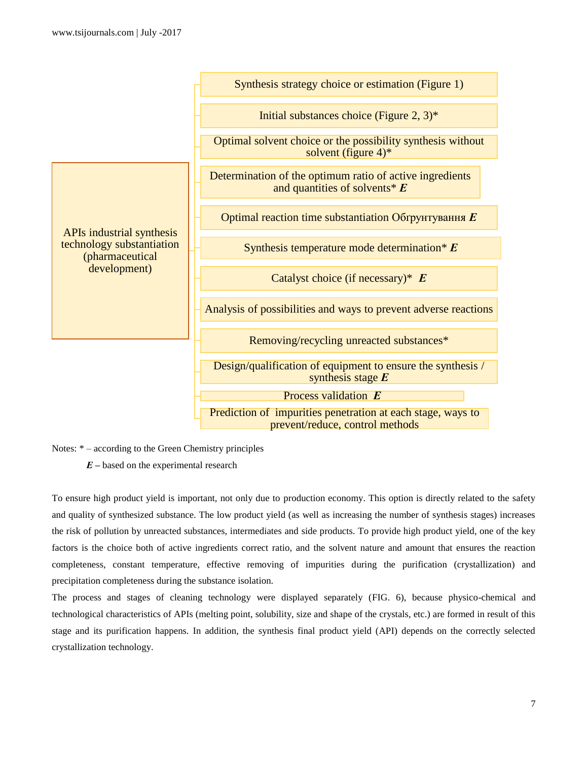APIs industrial synthesis technology substantiation (pharmaceutical development)

- Synthesis strategy choice or estimation (Figure 1)
- Initial substances choice (Figure 2, 3)*
- Optimal solvent choice or the possibility synthesis without solvent (figure 4)*
- Determination of the optimum ratio of active ingredients and quantities of solvents* ***E***
- Optimal reaction time substantiation Обгрунтування ***E***
- Synthesis temperature mode determination* ***E***
- Catalyst choice (if necessary)* ***E***
- Analysis of possibilities and ways to prevent adverse reactions
- Removing/recycling unreacted substances*
- Design/qualification of equipment to ensure the synthesis / synthesis stage ***E***
- Process validation ***E***
- Prediction of impurities penetration at each stage, ways to prevent/reduce, control methods

Notes: * – according to the Green Chemistry principles

***E*** – based on the experimental research

To ensure high product yield is important, not only due to production economy. This option is directly related to the safety and quality of synthesized substance. The low product yield (as well as increasing the number of synthesis stages) increases the risk of pollution by unreacted substances, intermediates and side products. To provide high product yield, one of the key factors is the choice both of active ingredients correct ratio, and the solvent nature and amount that ensures the reaction completeness, constant temperature, effective removing of impurities during the purification (crystallization) and precipitation completeness during the substance isolation.

The process and stages of cleaning technology were displayed separately (FIG. 6), because physico-chemical and technological characteristics of APIs (melting point, solubility, size and shape of the crystals, etc.) are formed in result of this stage and its purification happens. In addition, the synthesis final product yield (API) depends on the correctly selected crystallization technology.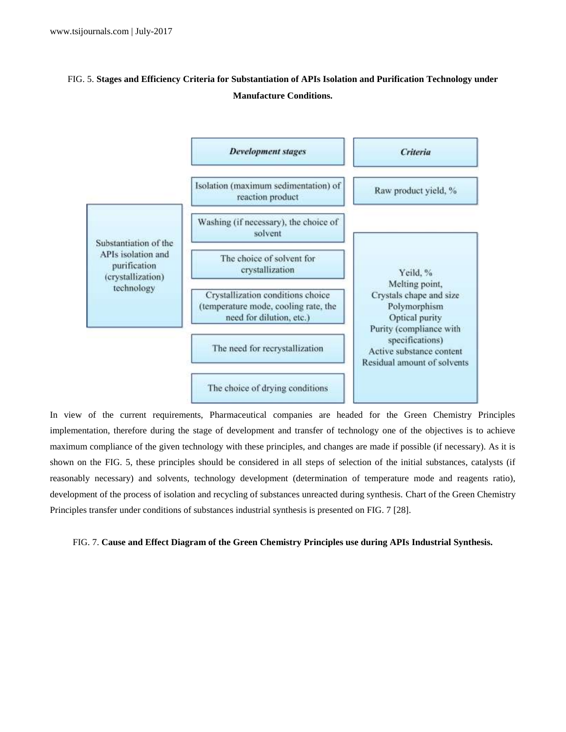FIG. 5. **Stages and Efficiency Criteria for Substantiation of APIs Isolation and Purification Technology under Manufacture Conditions.**

| | *Development stages* | *Criteria* |
|---|---|---|
| Substantiation of the APIs isolation and purification (crystallization) technology | Isolation (maximum sedimentation) of reaction product | Raw product yield, % |
| | Washing (if necessary), the choice of solvent | Yeild, % Melting point, Crystals chape and size Polymorphism Optical purity Purity (compliance with specifications) Active substance content Residual amount of solvents |
| | The choice of solvent for crystallization | |
| | Crystallization conditions choice (temperature mode, cooling rate, the need for dilution, etc.) | |
| | The need for recrystallization | |
| | The choice of drying conditions | |

In view of the current requirements, Pharmaceutical companies are headed for the Green Chemistry Principles implementation, therefore during the stage of development and transfer of technology one of the objectives is to achieve maximum compliance of the given technology with these principles, and changes are made if possible (if necessary). As it is shown on the FIG. 5, these principles should be considered in all steps of selection of the initial substances, catalysts (if reasonably necessary) and solvents, technology development (determination of temperature mode and reagents ratio), development of the process of isolation and recycling of substances unreacted during synthesis. Chart of the Green Chemistry Principles transfer under conditions of substances industrial synthesis is presented on FIG. 7 [28].

FIG. 7. **Cause and Effect Diagram of the Green Chemistry Principles use during APIs Industrial Synthesis.**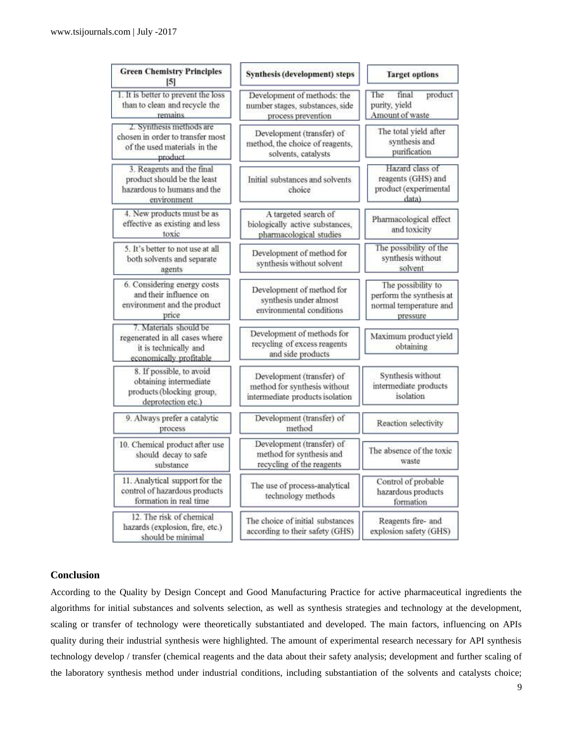| Green Chemistry Principles [5] | Synthesis (development) steps | Target options |
|---|---|---|
| 1. It is better to prevent the loss than to clean and recycle the remains | Development of methods: the number stages, substances, side process prevention | The final product purity, yield Amount of waste |
| 2. Synthesis methods are chosen in order to transfer most of the used materials in the product | Development (transfer) of method, the choice of reagents, solvents, catalysts | The total yield after synthesis and purification |
| 3. Reagents and the final product should be the least hazardous to humans and the environment | Initial substances and solvents choice | Hazard class of reagents (GHS) and product (experimental data) |
| 4. New products must be as effective as existing and less toxic | A targeted search of biologically active substances, pharmacological studies | Pharmacological effect and toxicity |
| 5. It's better to not use at all both solvents and separate agents | Development of method for synthesis without solvent | The possibility of the synthesis without solvent |
| 6. Considering energy costs and their influence on environment and the product price | Development of method for synthesis under almost environmental conditions | The possibility to perform the synthesis at normal temperature and pressure |
| 7. Materials should be regenerated in all cases where it is technically and economically profitable | Development of methods for recycling of excess reagents and side products | Maximum product yield obtaining |
| 8. If possible, to avoid obtaining intermediate products (blocking group, deprotection etc.) | Development (transfer) of method for synthesis without intermediate products isolation | Synthesis without intermediate products isolation |
| 9. Always prefer a catalytic process | Development (transfer) of method | Reaction selectivity |
| 10. Chemical product after use should decay to safe substance | Development (transfer) of method for synthesis and recycling of the reagents | The absence of the toxic waste |
| 11. Analytical support for the control of hazardous products formation in real time | The use of process-analytical technology methods | Control of probable hazardous products formation |
| 12. The risk of chemical hazards (explosion, fire, etc.) should be minimal | The choice of initial substances according to their safety (GHS) | Reagents fire- and explosion safety (GHS) |

## Conclusion

According to the Quality by Design Concept and Good Manufacturing Practice for active pharmaceutical ingredients the algorithms for initial substances and solvents selection, as well as synthesis strategies and technology at the development, scaling or transfer of technology were theoretically substantiated and developed. The main factors, influencing on APIs quality during their industrial synthesis were highlighted. The amount of experimental research necessary for API synthesis technology develop / transfer (chemical reagents and the data about their safety analysis; development and further scaling of the laboratory synthesis method under industrial conditions, including substantiation of the solvents and catalysts choice;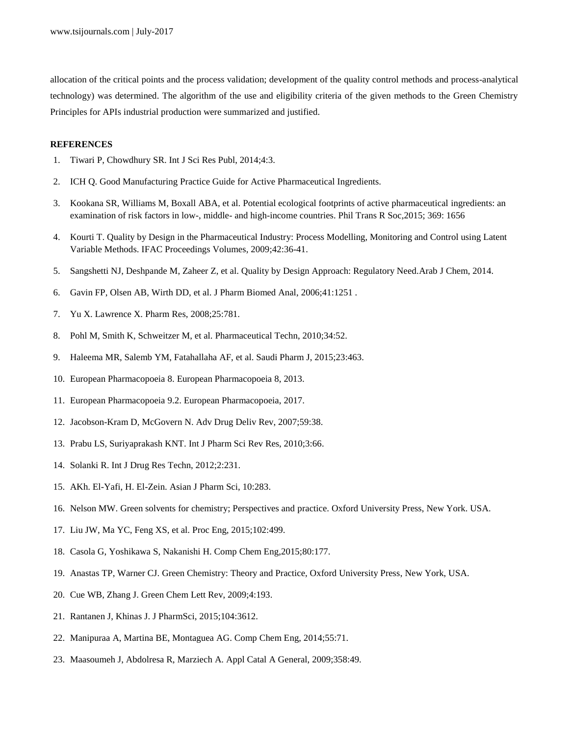allocation of the critical points and the process validation; development of the quality control methods and process-analytical technology) was determined. The algorithm of the use and eligibility criteria of the given methods to the Green Chemistry Principles for APIs industrial production were summarized and justified.

## REFERENCES

1. Tiwari P, Chowdhury SR. Int J Sci Res Publ, 2014;4:3.
2. ICH Q. Good Manufacturing Practice Guide for Active Pharmaceutical Ingredients.
3. Kookana SR, Williams M, Boxall ABA, et al. Potential ecological footprints of active pharmaceutical ingredients: an examination of risk factors in low-, middle- and high-income countries. Phil Trans R Soc,2015; 369: 1656
4. Kourti T. Quality by Design in the Pharmaceutical Industry: Process Modelling, Monitoring and Control using Latent Variable Methods. IFAC Proceedings Volumes, 2009;42:36-41.
5. Sangshetti NJ, Deshpande M, Zaheer Z, et al. Quality by Design Approach: Regulatory Need.Arab J Chem, 2014.
6. Gavin FP, Olsen AB, Wirth DD, et al. J Pharm Biomed Anal, 2006;41:1251 .
7. Yu X. Lawrence X. Pharm Res, 2008;25:781.
8. Pohl M, Smith K, Schweitzer M, et al. Pharmaceutical Techn, 2010;34:52.
9. Haleema MR, Salemb YM, Fatahallaha AF, et al. Saudi Pharm J, 2015;23:463.
10. European Pharmacopoeia 8. European Pharmacopoeia 8, 2013.
11. European Pharmacopoeia 9.2. European Pharmacopoeia, 2017.
12. Jacobson-Kram D, McGovern N. Adv Drug Deliv Rev, 2007;59:38.
13. Prabu LS, Suriyaprakash KNT. Int J Pharm Sci Rev Res, 2010;3:66.
14. Solanki R. Int J Drug Res Techn, 2012;2:231.
15. AKh. El-Yafi, H. El-Zein. Asian J Pharm Sci, 10:283.
16. Nelson MW. Green solvents for chemistry; Perspectives and practice. Oxford University Press, New York. USA.
17. Liu JW, Ma YC, Feng XS, et al. Proc Eng, 2015;102:499.
18. Casola G, Yoshikawa S, Nakanishi H. Comp Chem Eng,2015;80:177.
19. Anastas TP, Warner CJ. Green Chemistry: Theory and Practice, Oxford University Press, New York, USA.
20. Cue WB, Zhang J. Green Chem Lett Rev, 2009;4:193.
21. Rantanen J, Khinas J. J PharmSci, 2015;104:3612.
22. Manipuraa A, Martina BE, Montaguea AG. Comp Chem Eng, 2014;55:71.
23. Maasoumeh J, Abdolresa R, Marziech A. Appl Catal A General, 2009;358:49.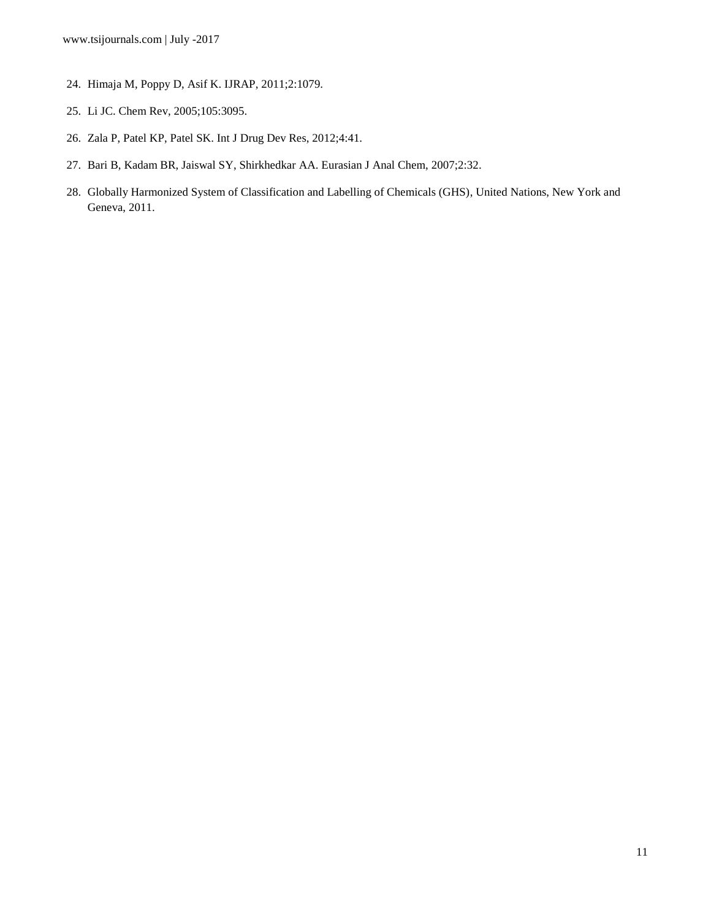24. Himaja M, Poppy D, Asif K. IJRAP, 2011;2:1079.
25. Li JC. Chem Rev, 2005;105:3095.
26. Zala P, Patel KP, Patel SK. Int J Drug Dev Res, 2012;4:41.
27. Bari B, Kadam BR, Jaiswal SY, Shirkhedkar AA. Eurasian J Anal Chem, 2007;2:32.
28. Globally Harmonized System of Classification and Labelling of Chemicals (GHS), United Nations, New York and Geneva, 2011.